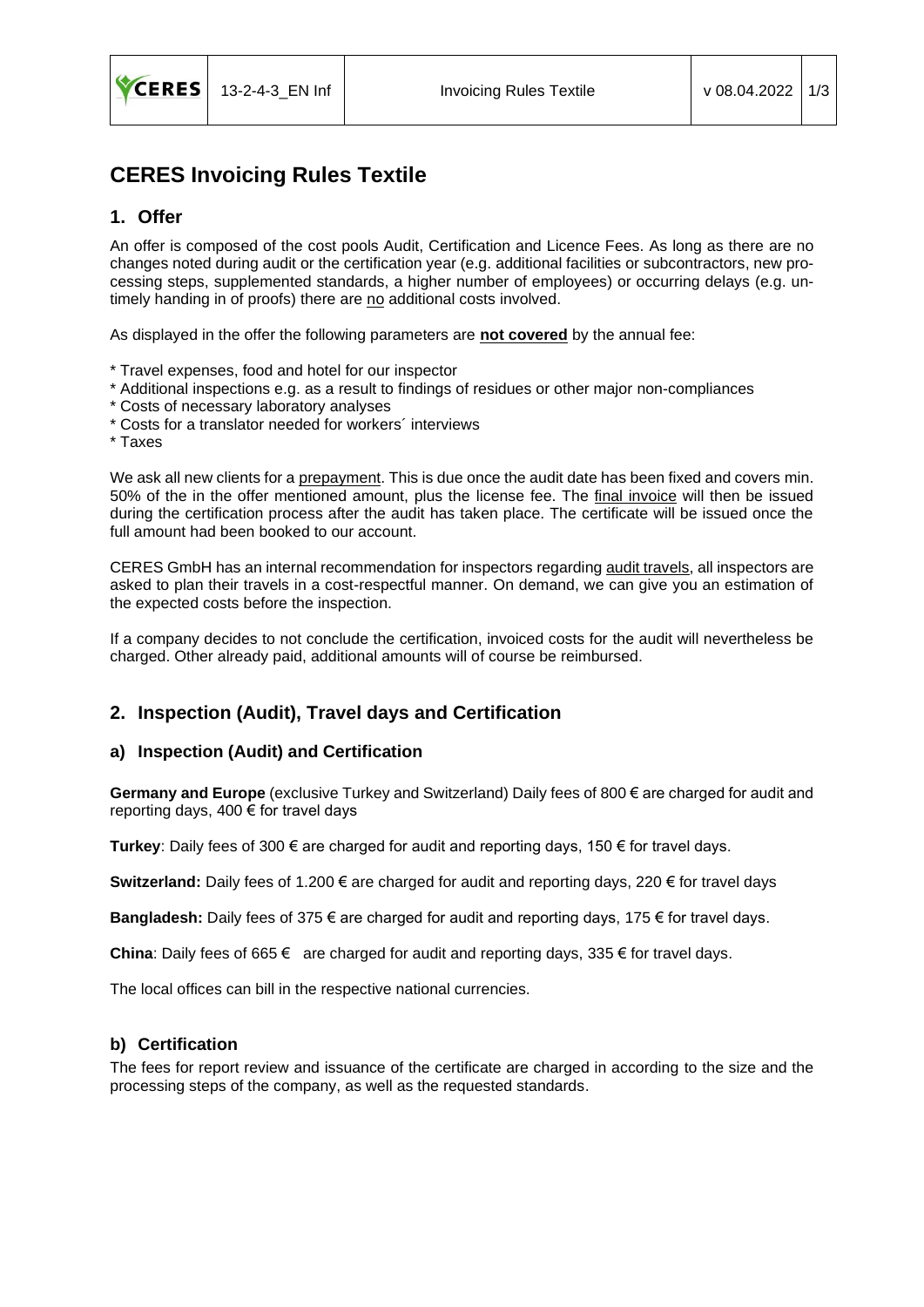# CERES Invoicing Rules Textile

## 1. Offer

An offer is composed of the cost pools Audit, Certification and Licence Fees. As long as there are no changes noted during audit or the certification year (e.g. additional facilities or subcontractors, new processing steps, supplemented standards, a higher number of employees) or occurring delays (e.g. untimely handing in of proofs) there are no additional costs involved.

As displayed in the offer the following parameters are **not covered** by the annual fee:

* Travel expenses, food and hotel for our inspector
* Additional inspections e.g. as a result to findings of residues or other major non-compliances
* Costs of necessary laboratory analyses
* Costs for a translator needed for workers´ interviews
* Taxes

We ask all new clients for a prepayment. This is due once the audit date has been fixed and covers min. 50% of the in the offer mentioned amount, plus the license fee. The final invoice will then be issued during the certification process after the audit has taken place. The certificate will be issued once the full amount had been booked to our account.

CERES GmbH has an internal recommendation for inspectors regarding audit travels, all inspectors are asked to plan their travels in a cost-respectful manner. On demand, we can give you an estimation of the expected costs before the inspection.

If a company decides to not conclude the certification, invoiced costs for the audit will nevertheless be charged. Other already paid, additional amounts will of course be reimbursed.

## 2. Inspection (Audit), Travel days and Certification

### a) Inspection (Audit) and Certification

**Germany and Europe** (exclusive Turkey and Switzerland) Daily fees of 800 € are charged for audit and reporting days, 400 € for travel days

**Turkey**: Daily fees of 300 € are charged for audit and reporting days, 150 € for travel days.

**Switzerland:** Daily fees of 1.200 € are charged for audit and reporting days, 220 € for travel days

**Bangladesh:** Daily fees of 375 € are charged for audit and reporting days, 175 € for travel days.

**China**: Daily fees of 665 € are charged for audit and reporting days, 335 € for travel days.

The local offices can bill in the respective national currencies.

### b) Certification

The fees for report review and issuance of the certificate are charged in according to the size and the processing steps of the company, as well as the requested standards.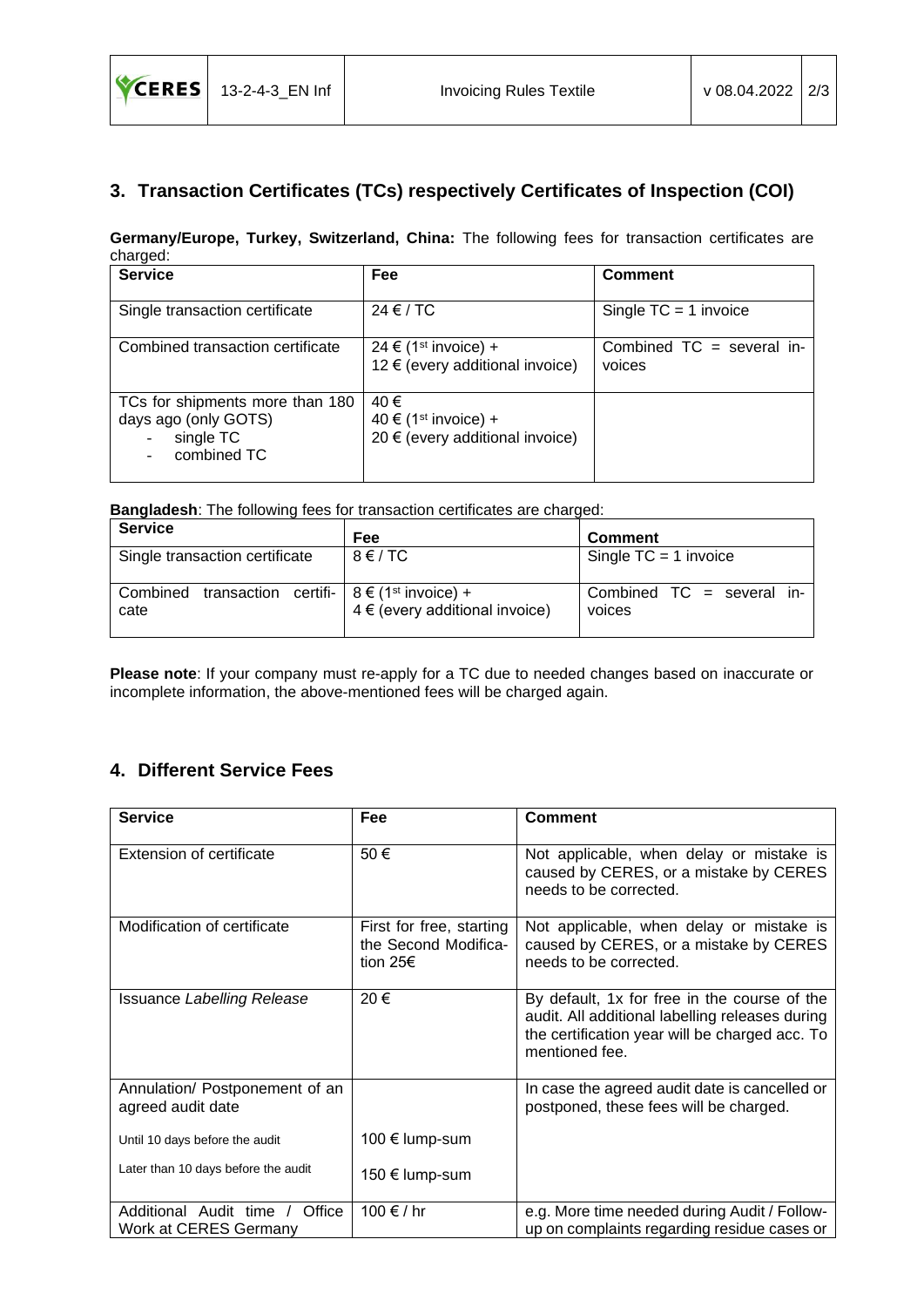## 3. Transaction Certificates (TCs) respectively Certificates of Inspection (COI)

**Germany/Europe, Turkey, Switzerland, China:** The following fees for transaction certificates are charged:

| Service | Fee | Comment |
|---|---|---|
| Single transaction certificate | 24 € / TC | Single TC = 1 invoice |
| Combined transaction certificate | 24 € (1st invoice) +<br>12 € (every additional invoice) | Combined TC = several invoices |
| TCs for shipments more than 180 days ago (only GOTS)<br>- single TC<br>- combined TC | 40 €<br>40 € (1st invoice) +<br>20 € (every additional invoice) | |

**Bangladesh**: The following fees for transaction certificates are charged:

| Service | Fee | Comment |
|---|---|---|
| Single transaction certificate | 8 € / TC | Single TC = 1 invoice |
| Combined transaction certificate | 8 € (1st invoice) +<br>4 € (every additional invoice) | Combined TC = several invoices |

**Please note**: If your company must re-apply for a TC due to needed changes based on inaccurate or incomplete information, the above-mentioned fees will be charged again.

## 4. Different Service Fees

| Service | Fee | Comment |
|---|---|---|
| Extension of certificate | 50 € | Not applicable, when delay or mistake is caused by CERES, or a mistake by CERES needs to be corrected. |
| Modification of certificate | First for free, starting the Second Modification 25€ | Not applicable, when delay or mistake is caused by CERES, or a mistake by CERES needs to be corrected. |
| Issuance *Labelling Release* | 20 € | By default, 1x for free in the course of the audit. All additional labelling releases during the certification year will be charged acc. To mentioned fee. |
| Annulation/ Postponement of an agreed audit date | | In case the agreed audit date is cancelled or postponed, these fees will be charged. |
| Until 10 days before the audit | 100 € lump-sum | |
| Later than 10 days before the audit | 150 € lump-sum | |
| Additional Audit time / Office Work at CERES Germany | 100 € / hr | e.g. More time needed during Audit / Follow-up on complaints regarding residue cases or |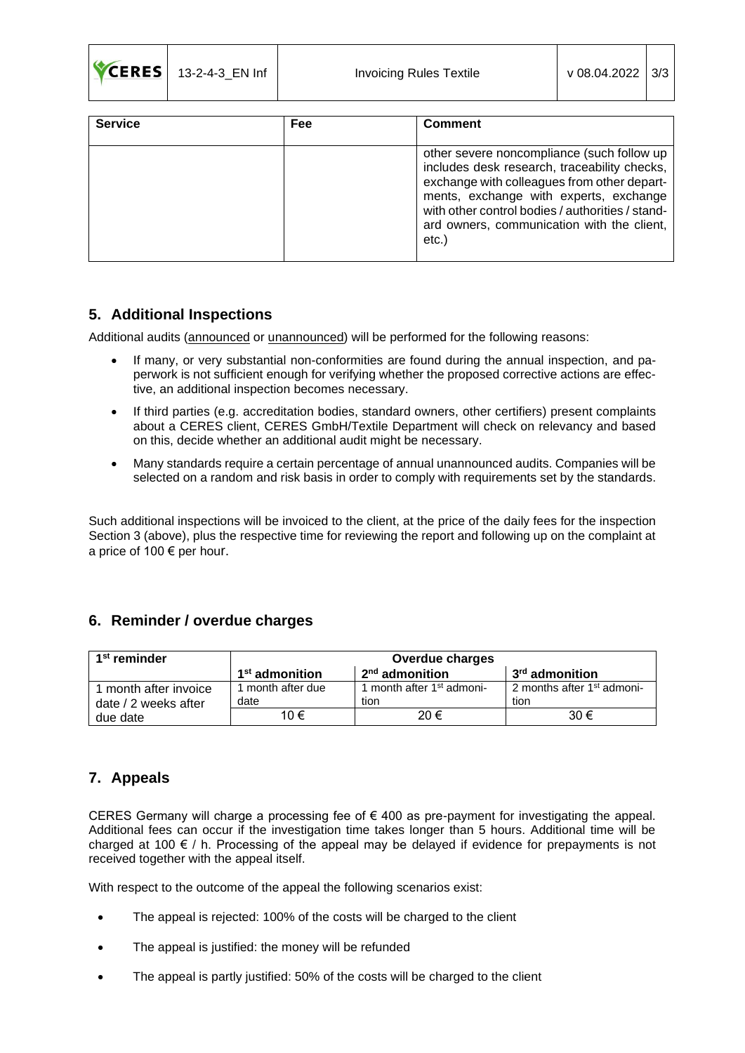| Service | Fee | Comment |
|---|---|---|
| | | other severe noncompliance (such follow up includes desk research, traceability checks, exchange with colleagues from other departments, exchange with experts, exchange with other control bodies / authorities / standard owners, communication with the client, etc.) |

## 5. Additional Inspections

Additional audits (announced or unannounced) will be performed for the following reasons:

- If many, or very substantial non-conformities are found during the annual inspection, and paperwork is not sufficient enough for verifying whether the proposed corrective actions are effective, an additional inspection becomes necessary.
- If third parties (e.g. accreditation bodies, standard owners, other certifiers) present complaints about a CERES client, CERES GmbH/Textile Department will check on relevancy and based on this, decide whether an additional audit might be necessary.
- Many standards require a certain percentage of annual unannounced audits. Companies will be selected on a random and risk basis in order to comply with requirements set by the standards.

Such additional inspections will be invoiced to the client, at the price of the daily fees for the inspection Section 3 (above), plus the respective time for reviewing the report and following up on the complaint at a price of 100 € per hour.

## 6. Reminder / overdue charges

| 1st reminder | Overdue charges | | |
|---|---|---|---|
| | 1st admonition | 2nd admonition | 3rd admonition |
| 1 month after invoice date / 2 weeks after due date | 1 month after due date | 1 month after 1st admonition | 2 months after 1st admonition |
| | 10 € | 20 € | 30 € |

## 7. Appeals

CERES Germany will charge a processing fee of € 400 as pre-payment for investigating the appeal. Additional fees can occur if the investigation time takes longer than 5 hours. Additional time will be charged at 100 € / h. Processing of the appeal may be delayed if evidence for prepayments is not received together with the appeal itself.

With respect to the outcome of the appeal the following scenarios exist:

- The appeal is rejected: 100% of the costs will be charged to the client
- The appeal is justified: the money will be refunded
- The appeal is partly justified: 50% of the costs will be charged to the client